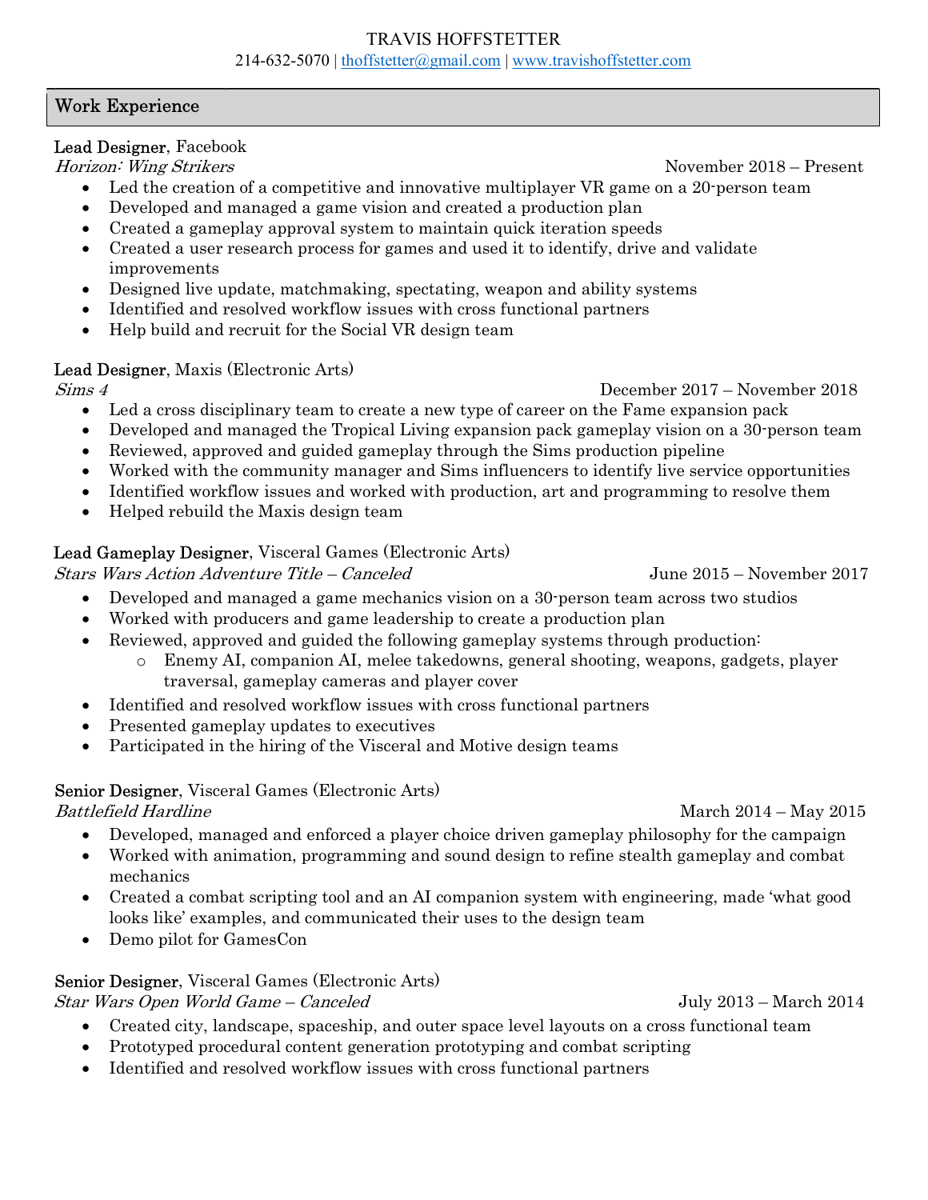# TRAVIS HOFFSTETTER

214-632-5070 | thoffstetter@gmail.com | www.travishoffstetter.com

## Work Experience

**Lead Designer**, Facebook
*Horizon: Wing Strikers* — November 2018 – Present

- Led the creation of a competitive and innovative multiplayer VR game on a 20-person team
- Developed and managed a game vision and created a production plan
- Created a gameplay approval system to maintain quick iteration speeds
- Created a user research process for games and used it to identify, drive and validate improvements
- Designed live update, matchmaking, spectating, weapon and ability systems
- Identified and resolved workflow issues with cross functional partners
- Help build and recruit for the Social VR design team

**Lead Designer**, Maxis (Electronic Arts)
*Sims 4* — December 2017 – November 2018

- Led a cross disciplinary team to create a new type of career on the Fame expansion pack
- Developed and managed the Tropical Living expansion pack gameplay vision on a 30-person team
- Reviewed, approved and guided gameplay through the Sims production pipeline
- Worked with the community manager and Sims influencers to identify live service opportunities
- Identified workflow issues and worked with production, art and programming to resolve them
- Helped rebuild the Maxis design team

**Lead Gameplay Designer**, Visceral Games (Electronic Arts)
*Stars Wars Action Adventure Title – Canceled* — June 2015 – November 2017

- Developed and managed a game mechanics vision on a 30-person team across two studios
- Worked with producers and game leadership to create a production plan
- Reviewed, approved and guided the following gameplay systems through production:
  - Enemy AI, companion AI, melee takedowns, general shooting, weapons, gadgets, player traversal, gameplay cameras and player cover
- Identified and resolved workflow issues with cross functional partners
- Presented gameplay updates to executives
- Participated in the hiring of the Visceral and Motive design teams

**Senior Designer**, Visceral Games (Electronic Arts)
*Battlefield Hardline* — March 2014 – May 2015

- Developed, managed and enforced a player choice driven gameplay philosophy for the campaign
- Worked with animation, programming and sound design to refine stealth gameplay and combat mechanics
- Created a combat scripting tool and an AI companion system with engineering, made 'what good looks like' examples, and communicated their uses to the design team
- Demo pilot for GamesCon

**Senior Designer**, Visceral Games (Electronic Arts)
*Star Wars Open World Game – Canceled* — July 2013 – March 2014

- Created city, landscape, spaceship, and outer space level layouts on a cross functional team
- Prototyped procedural content generation prototyping and combat scripting
- Identified and resolved workflow issues with cross functional partners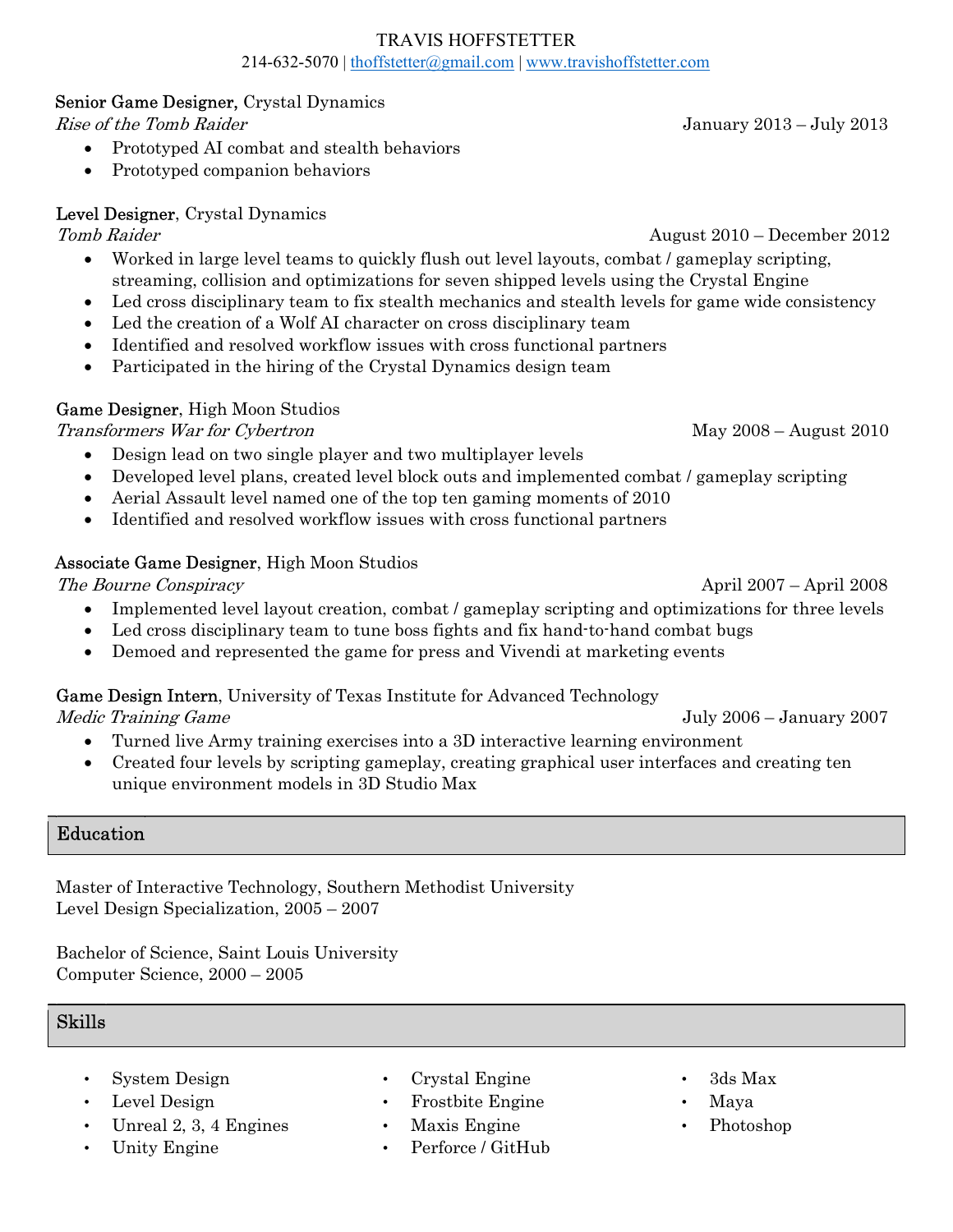# TRAVIS HOFFSTETTER

214-632-5070 | thoffstetter@gmail.com | www.travishoffstetter.com

**Senior Game Designer**, Crystal Dynamics
*Rise of the Tomb Raider* — January 2013 – July 2013

- Prototyped AI combat and stealth behaviors
- Prototyped companion behaviors

**Level Designer**, Crystal Dynamics
*Tomb Raider* — August 2010 – December 2012

- Worked in large level teams to quickly flush out level layouts, combat / gameplay scripting, streaming, collision and optimizations for seven shipped levels using the Crystal Engine
- Led cross disciplinary team to fix stealth mechanics and stealth levels for game wide consistency
- Led the creation of a Wolf AI character on cross disciplinary team
- Identified and resolved workflow issues with cross functional partners
- Participated in the hiring of the Crystal Dynamics design team

**Game Designer**, High Moon Studios
*Transformers War for Cybertron* — May 2008 – August 2010

- Design lead on two single player and two multiplayer levels
- Developed level plans, created level block outs and implemented combat / gameplay scripting
- Aerial Assault level named one of the top ten gaming moments of 2010
- Identified and resolved workflow issues with cross functional partners

**Associate Game Designer**, High Moon Studios
*The Bourne Conspiracy* — April 2007 – April 2008

- Implemented level layout creation, combat / gameplay scripting and optimizations for three levels
- Led cross disciplinary team to tune boss fights and fix hand-to-hand combat bugs
- Demoed and represented the game for press and Vivendi at marketing events

**Game Design Intern**, University of Texas Institute for Advanced Technology
*Medic Training Game* — July 2006 – January 2007

- Turned live Army training exercises into a 3D interactive learning environment
- Created four levels by scripting gameplay, creating graphical user interfaces and creating ten unique environment models in 3D Studio Max

## Education

Master of Interactive Technology, Southern Methodist University
Level Design Specialization, 2005 – 2007

Bachelor of Science, Saint Louis University
Computer Science, 2000 – 2005

## Skills

- System Design
- Level Design
- Unreal 2, 3, 4 Engines
- Unity Engine
- Crystal Engine
- Frostbite Engine
- Maxis Engine
- Perforce / GitHub
- 3ds Max
- Maya
- Photoshop